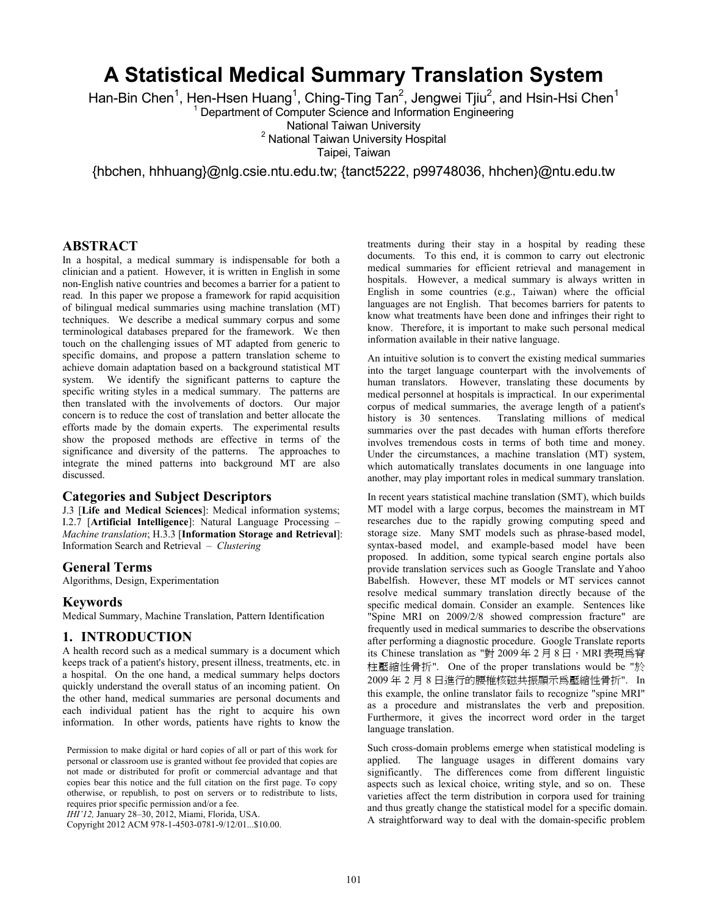# A Statistical Medical Summary Translation System

Han-Bin Chen[1], Hen-Hsen Huang[1], Ching-Ting Tan[2], Jengwei Tjiu[2], and Hsin-Hsi Chen[1]

[1] Department of Computer Science and Information Engineering
National Taiwan University
[2] National Taiwan University Hospital
Taipei, Taiwan

{hbchen, hhhuang}@nlg.csie.ntu.edu.tw; {tanct5222, p99748036, hhchen}@ntu.edu.tw

## ABSTRACT

In a hospital, a medical summary is indispensable for both a clinician and a patient. However, it is written in English in some non-English native countries and becomes a barrier for a patient to read. In this paper we propose a framework for rapid acquisition of bilingual medical summaries using machine translation (MT) techniques. We describe a medical summary corpus and some terminological databases prepared for the framework. We then touch on the challenging issues of MT adapted from generic to specific domains, and propose a pattern translation scheme to achieve domain adaptation based on a background statistical MT system. We identify the significant patterns to capture the specific writing styles in a medical summary. The patterns are then translated with the involvements of doctors. Our major concern is to reduce the cost of translation and better allocate the efforts made by the domain experts. The experimental results show the proposed methods are effective in terms of the significance and diversity of the patterns. The approaches to integrate the mined patterns into background MT are also discussed.

## Categories and Subject Descriptors

J.3 [**Life and Medical Sciences**]: Medical information systems; I.2.7 [**Artificial Intelligence**]: Natural Language Processing – *Machine translation*; H.3.3 [**Information Storage and Retrieval**]: Information Search and Retrieval – *Clustering*

## General Terms

Algorithms, Design, Experimentation

## Keywords

Medical Summary, Machine Translation, Pattern Identification

## 1. INTRODUCTION

A health record such as a medical summary is a document which keeps track of a patient's history, present illness, treatments, etc. in a hospital. On the one hand, a medical summary helps doctors quickly understand the overall status of an incoming patient. On the other hand, medical summaries are personal documents and each individual patient has the right to acquire his own information. In other words, patients have rights to know the treatments during their stay in a hospital by reading these documents. To this end, it is common to carry out electronic medical summaries for efficient retrieval and management in hospitals. However, a medical summary is always written in English in some countries (e.g., Taiwan) where the official languages are not English. That becomes barriers for patents to know what treatments have been done and infringes their right to know. Therefore, it is important to make such personal medical information available in their native language.

An intuitive solution is to convert the existing medical summaries into the target language counterpart with the involvements of human translators. However, translating these documents by medical personnel at hospitals is impractical. In our experimental corpus of medical summaries, the average length of a patient's history is 30 sentences. Translating millions of medical summaries over the past decades with human efforts therefore involves tremendous costs in terms of both time and money. Under the circumstances, a machine translation (MT) system, which automatically translates documents in one language into another, may play important roles in medical summary translation.

In recent years statistical machine translation (SMT), which builds MT model with a large corpus, becomes the mainstream in MT researches due to the rapidly growing computing speed and storage size. Many SMT models such as phrase-based model, syntax-based model, and example-based model have been proposed. In addition, some typical search engine portals also provide translation services such as Google Translate and Yahoo Babelfish. However, these MT models or MT services cannot resolve medical summary translation directly because of the specific medical domain. Consider an example. Sentences like "Spine MRI on 2009/2/8 showed compression fracture" are frequently used in medical summaries to describe the observations after performing a diagnostic procedure. Google Translate reports its Chinese translation as "對 2009 年 2 月 8 日，MRI 表現爲脊柱壓縮性骨折". One of the proper translations would be "於 2009 年 2 月 8 日進行的腰椎核磁共振顯示爲壓縮性骨折". In this example, the online translator fails to recognize "spine MRI" as a procedure and mistranslates the verb and preposition. Furthermore, it gives the incorrect word order in the target language translation.

Such cross-domain problems emerge when statistical modeling is applied. The language usages in different domains vary significantly. The differences come from different linguistic aspects such as lexical choice, writing style, and so on. These varieties affect the term distribution in corpora used for training and thus greatly change the statistical model for a specific domain. A straightforward way to deal with the domain-specific problem

Permission to make digital or hard copies of all or part of this work for personal or classroom use is granted without fee provided that copies are not made or distributed for profit or commercial advantage and that copies bear this notice and the full citation on the first page. To copy otherwise, or republish, to post on servers or to redistribute to lists, requires prior specific permission and/or a fee.
*IHI'12,* January 28–30, 2012, Miami, Florida, USA.
Copyright 2012 ACM 978-1-4503-0781-9/12/01...$10.00.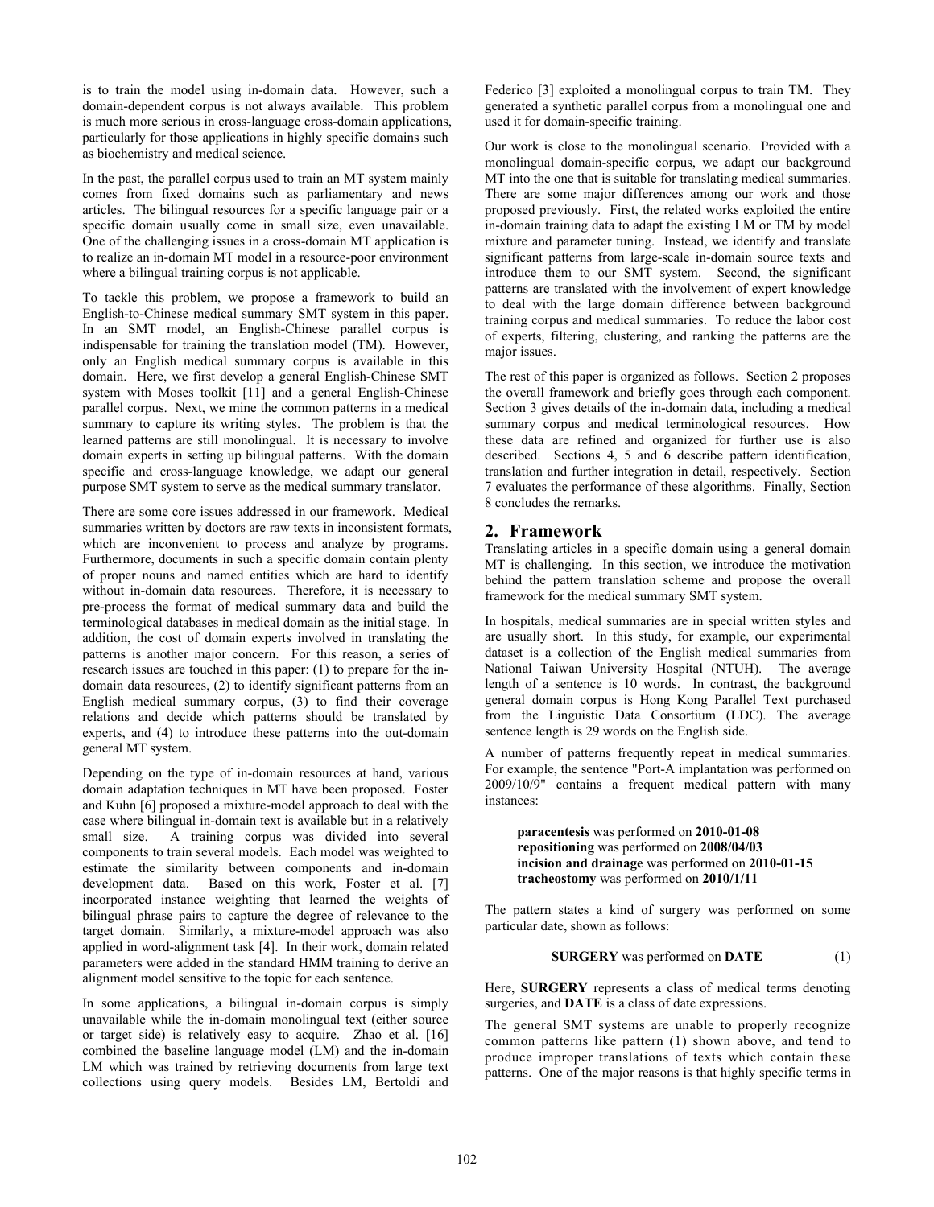is to train the model using in-domain data. However, such a domain-dependent corpus is not always available. This problem is much more serious in cross-language cross-domain applications, particularly for those applications in highly specific domains such as biochemistry and medical science.

In the past, the parallel corpus used to train an MT system mainly comes from fixed domains such as parliamentary and news articles. The bilingual resources for a specific language pair or a specific domain usually come in small size, even unavailable. One of the challenging issues in a cross-domain MT application is to realize an in-domain MT model in a resource-poor environment where a bilingual training corpus is not applicable.

To tackle this problem, we propose a framework to build an English-to-Chinese medical summary SMT system in this paper. In an SMT model, an English-Chinese parallel corpus is indispensable for training the translation model (TM). However, only an English medical summary corpus is available in this domain. Here, we first develop a general English-Chinese SMT system with Moses toolkit [11] and a general English-Chinese parallel corpus. Next, we mine the common patterns in a medical summary to capture its writing styles. The problem is that the learned patterns are still monolingual. It is necessary to involve domain experts in setting up bilingual patterns. With the domain specific and cross-language knowledge, we adapt our general purpose SMT system to serve as the medical summary translator.

There are some core issues addressed in our framework. Medical summaries written by doctors are raw texts in inconsistent formats, which are inconvenient to process and analyze by programs. Furthermore, documents in such a specific domain contain plenty of proper nouns and named entities which are hard to identify without in-domain data resources. Therefore, it is necessary to pre-process the format of medical summary data and build the terminological databases in medical domain as the initial stage. In addition, the cost of domain experts involved in translating the patterns is another major concern. For this reason, a series of research issues are touched in this paper: (1) to prepare for the in-domain data resources, (2) to identify significant patterns from an English medical summary corpus, (3) to find their coverage relations and decide which patterns should be translated by experts, and (4) to introduce these patterns into the out-domain general MT system.

Depending on the type of in-domain resources at hand, various domain adaptation techniques in MT have been proposed. Foster and Kuhn [6] proposed a mixture-model approach to deal with the case where bilingual in-domain text is available but in a relatively small size. A training corpus was divided into several components to train several models. Each model was weighted to estimate the similarity between components and in-domain development data. Based on this work, Foster et al. [7] incorporated instance weighting that learned the weights of bilingual phrase pairs to capture the degree of relevance to the target domain. Similarly, a mixture-model approach was also applied in word-alignment task [4]. In their work, domain related parameters were added in the standard HMM training to derive an alignment model sensitive to the topic for each sentence.

In some applications, a bilingual in-domain corpus is simply unavailable while the in-domain monolingual text (either source or target side) is relatively easy to acquire. Zhao et al. [16] combined the baseline language model (LM) and the in-domain LM which was trained by retrieving documents from large text collections using query models. Besides LM, Bertoldi and Federico [3] exploited a monolingual corpus to train TM. They generated a synthetic parallel corpus from a monolingual one and used it for domain-specific training.

Our work is close to the monolingual scenario. Provided with a monolingual domain-specific corpus, we adapt our background MT into the one that is suitable for translating medical summaries. There are some major differences among our work and those proposed previously. First, the related works exploited the entire in-domain training data to adapt the existing LM or TM by model mixture and parameter tuning. Instead, we identify and translate significant patterns from large-scale in-domain source texts and introduce them to our SMT system. Second, the significant patterns are translated with the involvement of expert knowledge to deal with the large domain difference between background training corpus and medical summaries. To reduce the labor cost of experts, filtering, clustering, and ranking the patterns are the major issues.

The rest of this paper is organized as follows. Section 2 proposes the overall framework and briefly goes through each component. Section 3 gives details of the in-domain data, including a medical summary corpus and medical terminological resources. How these data are refined and organized for further use is also described. Sections 4, 5 and 6 describe pattern identification, translation and further integration in detail, respectively. Section 7 evaluates the performance of these algorithms. Finally, Section 8 concludes the remarks.

## 2. Framework

Translating articles in a specific domain using a general domain MT is challenging. In this section, we introduce the motivation behind the pattern translation scheme and propose the overall framework for the medical summary SMT system.

In hospitals, medical summaries are in special written styles and are usually short. In this study, for example, our experimental dataset is a collection of the English medical summaries from National Taiwan University Hospital (NTUH). The average length of a sentence is 10 words. In contrast, the background general domain corpus is Hong Kong Parallel Text purchased from the Linguistic Data Consortium (LDC). The average sentence length is 29 words on the English side.

A number of patterns frequently repeat in medical summaries. For example, the sentence "Port-A implantation was performed on 2009/10/9" contains a frequent medical pattern with many instances:

> **paracentesis** was performed on **2010-01-08**
> **repositioning** was performed on **2008/04/03**
> **incision and drainage** was performed on **2010-01-15**
> **tracheostomy** was performed on **2010/1/11**

The pattern states a kind of surgery was performed on some particular date, shown as follows:

**SURGERY** was performed on **DATE** (1)

Here, **SURGERY** represents a class of medical terms denoting surgeries, and **DATE** is a class of date expressions.

The general SMT systems are unable to properly recognize common patterns like pattern (1) shown above, and tend to produce improper translations of texts which contain these patterns. One of the major reasons is that highly specific terms in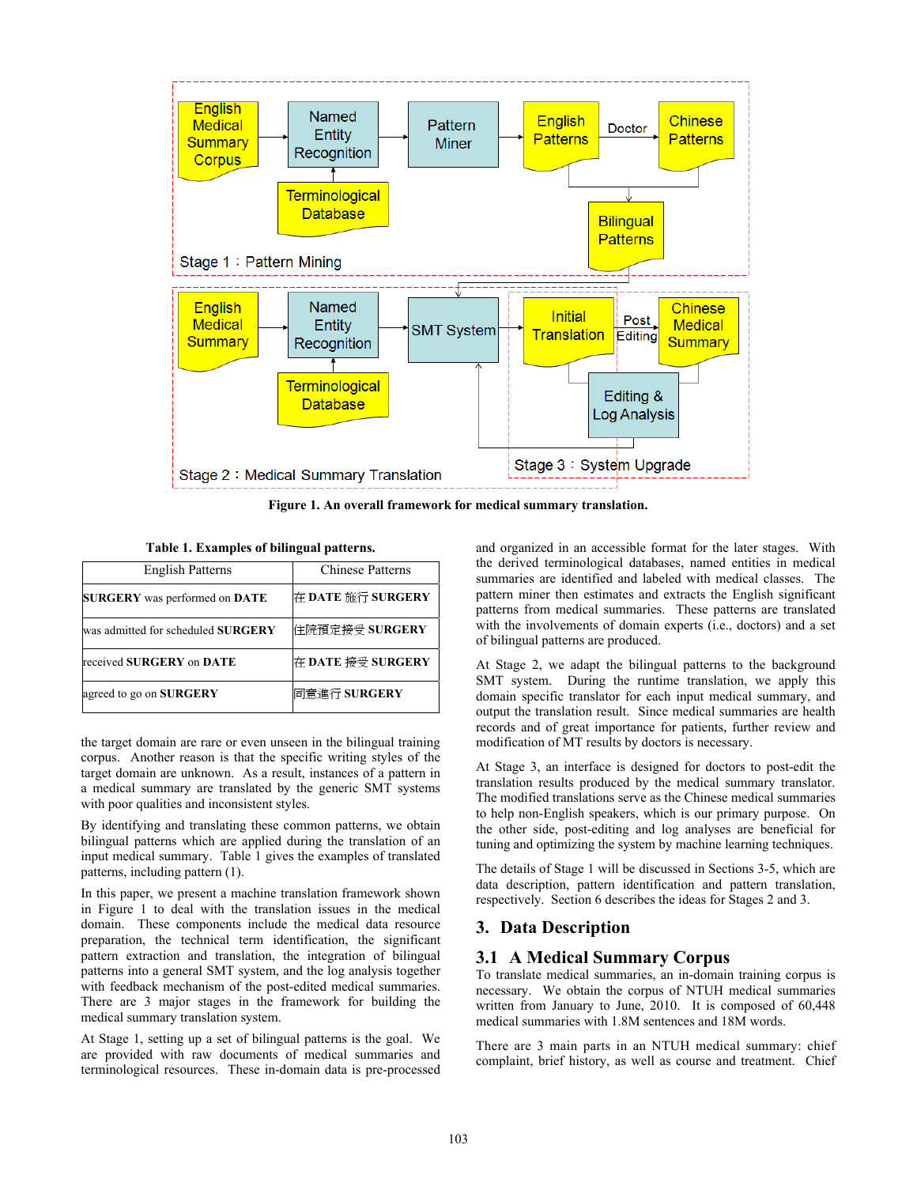Figure 1. An overall framework for medical summary translation.

**Table 1. Examples of bilingual patterns.**

| English Patterns | Chinese Patterns |
|---|---|
| **SURGERY** was performed on **DATE** | 在 **DATE** 施行 **SURGERY** |
| was admitted for scheduled **SURGERY** | 住院預定接受 **SURGERY** |
| received **SURGERY** on **DATE** | 在 **DATE** 接受 **SURGERY** |
| agreed to go on **SURGERY** | 同意進行 **SURGERY** |

the target domain are rare or even unseen in the bilingual training corpus. Another reason is that the specific writing styles of the target domain are unknown. As a result, instances of a pattern in a medical summary are translated by the generic SMT systems with poor qualities and inconsistent styles.

By identifying and translating these common patterns, we obtain bilingual patterns which are applied during the translation of an input medical summary. Table 1 gives the examples of translated patterns, including pattern (1).

In this paper, we present a machine translation framework shown in Figure 1 to deal with the translation issues in the medical domain. These components include the medical data resource preparation, the technical term identification, the significant pattern extraction and translation, the integration of bilingual patterns into a general SMT system, and the log analysis together with feedback mechanism of the post-edited medical summaries. There are 3 major stages in the framework for building the medical summary translation system.

At Stage 1, setting up a set of bilingual patterns is the goal. We are provided with raw documents of medical summaries and terminological resources. These in-domain data is pre-processed and organized in an accessible format for the later stages. With the derived terminological databases, named entities in medical summaries are identified and labeled with medical classes. The pattern miner then estimates and extracts the English significant patterns from medical summaries. These patterns are translated with the involvements of domain experts (i.e., doctors) and a set of bilingual patterns are produced.

At Stage 2, we adapt the bilingual patterns to the background SMT system. During the runtime translation, we apply this domain specific translator for each input medical summary, and output the translation result. Since medical summaries are health records and of great importance for patients, further review and modification of MT results by doctors is necessary.

At Stage 3, an interface is designed for doctors to post-edit the translation results produced by the medical summary translator. The modified translations serve as the Chinese medical summaries to help non-English speakers, which is our primary purpose. On the other side, post-editing and log analyses are beneficial for tuning and optimizing the system by machine learning techniques.

The details of Stage 1 will be discussed in Sections 3-5, which are data description, pattern identification and pattern translation, respectively. Section 6 describes the ideas for Stages 2 and 3.

## 3. Data Description

### 3.1 A Medical Summary Corpus

To translate medical summaries, an in-domain training corpus is necessary. We obtain the corpus of NTUH medical summaries written from January to June, 2010. It is composed of 60,448 medical summaries with 1.8M sentences and 18M words.

There are 3 main parts in an NTUH medical summary: chief complaint, brief history, as well as course and treatment. Chief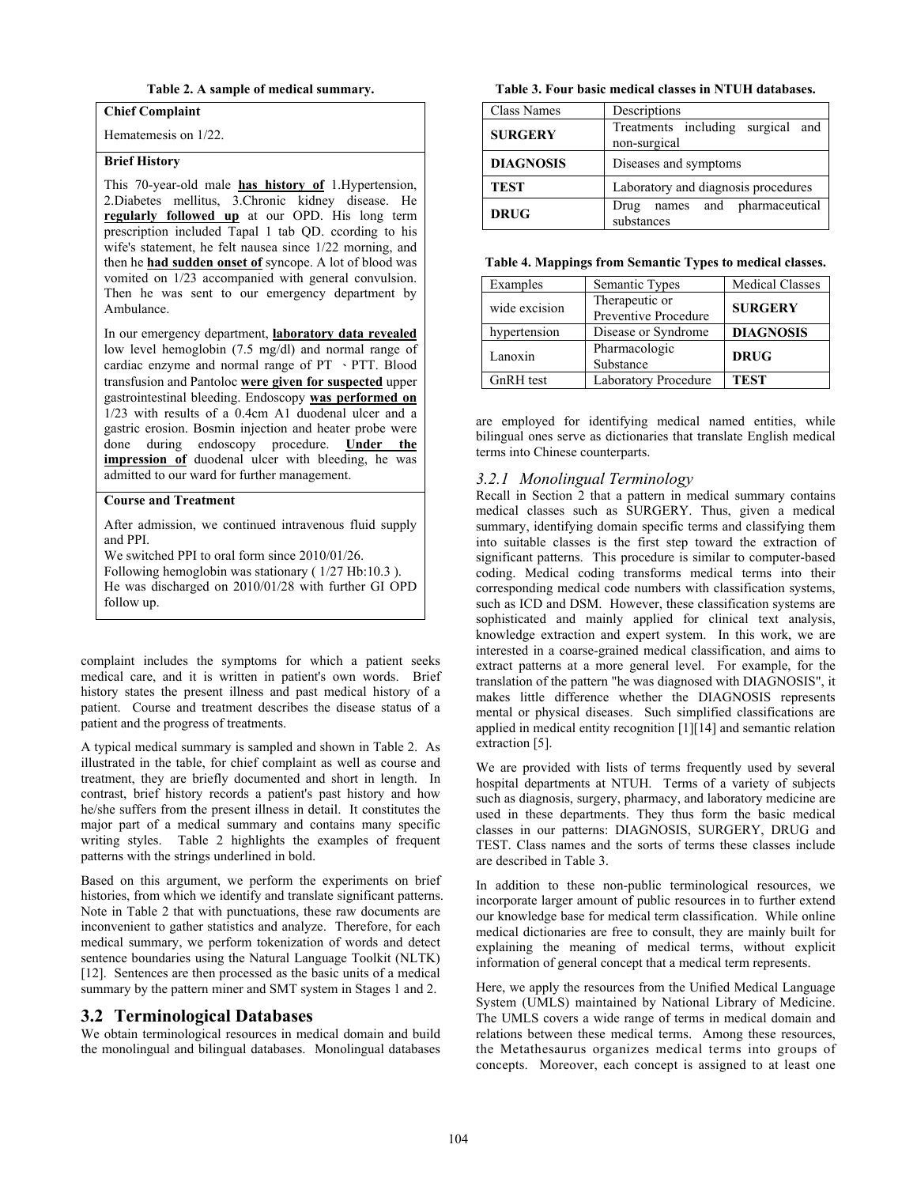**Table 2. A sample of medical summary.**

| **Chief Complaint** |
|---|
| Hematemesis on 1/22. |
| **Brief History** |
| This 70-year-old male **has history of** 1.Hypertension, 2.Diabetes mellitus, 3.Chronic kidney disease. He **regularly followed up** at our OPD. His long term prescription included Tapal 1 tab QD. ccording to his wife's statement, he felt nausea since 1/22 morning, and then he **had sudden onset of** syncope. A lot of blood was vomited on 1/23 accompanied with general convulsion. Then he was sent to our emergency department by Ambulance. |
| In our emergency department, **laboratory data revealed** low level hemoglobin (7.5 mg/dl) and normal range of cardiac enzyme and normal range of PT 、PTT. Blood transfusion and Pantoloc **were given for suspected** upper gastrointestinal bleeding. Endoscopy **was performed on** 1/23 with results of a 0.4cm A1 duodenal ulcer and a gastric erosion. Bosmin injection and heater probe were done during endoscopy procedure. **Under the impression of** duodenal ulcer with bleeding, he was admitted to our ward for further management. |
| **Course and Treatment** |
| After admission, we continued intravenous fluid supply and PPI. We switched PPI to oral form since 2010/01/26. Following hemoglobin was stationary ( 1/27 Hb:10.3 ). He was discharged on 2010/01/28 with further GI OPD follow up. |

complaint includes the symptoms for which a patient seeks medical care, and it is written in patient's own words. Brief history states the present illness and past medical history of a patient. Course and treatment describes the disease status of a patient and the progress of treatments.

A typical medical summary is sampled and shown in Table 2. As illustrated in the table, for chief complaint as well as course and treatment, they are briefly documented and short in length. In contrast, brief history records a patient's past history and how he/she suffers from the present illness in detail. It constitutes the major part of a medical summary and contains many specific writing styles. Table 2 highlights the examples of frequent patterns with the strings underlined in bold.

Based on this argument, we perform the experiments on brief histories, from which we identify and translate significant patterns. Note in Table 2 that with punctuations, these raw documents are inconvenient to gather statistics and analyze. Therefore, for each medical summary, we perform tokenization of words and detect sentence boundaries using the Natural Language Toolkit (NLTK) [12]. Sentences are then processed as the basic units of a medical summary by the pattern miner and SMT system in Stages 1 and 2.

## 3.2 Terminological Databases

We obtain terminological resources in medical domain and build the monolingual and bilingual databases. Monolingual databases are employed for identifying medical named entities, while bilingual ones serve as dictionaries that translate English medical terms into Chinese counterparts.

**Table 3. Four basic medical classes in NTUH databases.**

| Class Names | Descriptions |
|---|---|
| **SURGERY** | Treatments including surgical and non-surgical |
| **DIAGNOSIS** | Diseases and symptoms |
| **TEST** | Laboratory and diagnosis procedures |
| **DRUG** | Drug names and pharmaceutical substances |

**Table 4. Mappings from Semantic Types to medical classes.**

| Examples | Semantic Types | Medical Classes |
|---|---|---|
| wide excision | Therapeutic or Preventive Procedure | **SURGERY** |
| hypertension | Disease or Syndrome | **DIAGNOSIS** |
| Lanoxin | Pharmacologic Substance | **DRUG** |
| GnRH test | Laboratory Procedure | **TEST** |

### *3.2.1 Monolingual Terminology*

Recall in Section 2 that a pattern in medical summary contains medical classes such as SURGERY. Thus, given a medical summary, identifying domain specific terms and classifying them into suitable classes is the first step toward the extraction of significant patterns. This procedure is similar to computer-based coding. Medical coding transforms medical terms into their corresponding medical code numbers with classification systems, such as ICD and DSM. However, these classification systems are sophisticated and mainly applied for clinical text analysis, knowledge extraction and expert system. In this work, we are interested in a coarse-grained medical classification, and aims to extract patterns at a more general level. For example, for the translation of the pattern "he was diagnosed with DIAGNOSIS", it makes little difference whether the DIAGNOSIS represents mental or physical diseases. Such simplified classifications are applied in medical entity recognition [1][14] and semantic relation extraction [5].

We are provided with lists of terms frequently used by several hospital departments at NTUH. Terms of a variety of subjects such as diagnosis, surgery, pharmacy, and laboratory medicine are used in these departments. They thus form the basic medical classes in our patterns: DIAGNOSIS, SURGERY, DRUG and TEST. Class names and the sorts of terms these classes include are described in Table 3.

In addition to these non-public terminological resources, we incorporate larger amount of public resources in to further extend our knowledge base for medical term classification. While online medical dictionaries are free to consult, they are mainly built for explaining the meaning of medical terms, without explicit information of general concept that a medical term represents.

Here, we apply the resources from the Unified Medical Language System (UMLS) maintained by National Library of Medicine. The UMLS covers a wide range of terms in medical domain and relations between these medical terms. Among these resources, the Metathesaurus organizes medical terms into groups of concepts. Moreover, each concept is assigned to at least one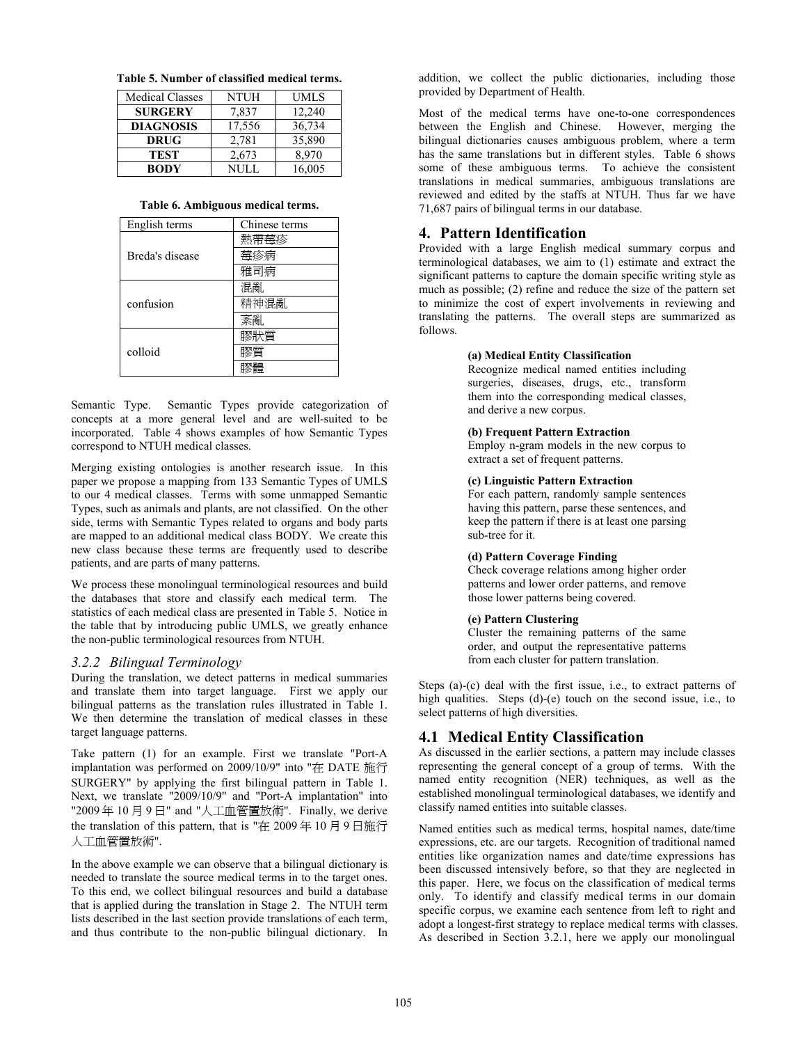**Table 5. Number of classified medical terms.**

| Medical Classes | NTUH | UMLS |
|---|---|---|
| **SURGERY** | 7,837 | 12,240 |
| **DIAGNOSIS** | 17,556 | 36,734 |
| **DRUG** | 2,781 | 35,890 |
| **TEST** | 2,673 | 8,970 |
| **BODY** | NULL | 16,005 |

**Table 6. Ambiguous medical terms.**

| English terms | Chinese terms |
|---|---|
| Breda's disease | 熱帶莓疹 |
| | 莓疹病 |
| | 雅司病 |
| confusion | 混亂 |
| | 精神混亂 |
| | 紊亂 |
| colloid | 膠狀質 |
| | 膠質 |
| | 膠體 |

Semantic Type. Semantic Types provide categorization of concepts at a more general level and are well-suited to be incorporated. Table 4 shows examples of how Semantic Types correspond to NTUH medical classes.

Merging existing ontologies is another research issue. In this paper we propose a mapping from 133 Semantic Types of UMLS to our 4 medical classes. Terms with some unmapped Semantic Types, such as animals and plants, are not classified. On the other side, terms with Semantic Types related to organs and body parts are mapped to an additional medical class BODY. We create this new class because these terms are frequently used to describe patients, and are parts of many patterns.

We process these monolingual terminological resources and build the databases that store and classify each medical term. The statistics of each medical class are presented in Table 5. Notice in the table that by introducing public UMLS, we greatly enhance the non-public terminological resources from NTUH.

### *3.2.2 Bilingual Terminology*

During the translation, we detect patterns in medical summaries and translate them into target language. First we apply our bilingual patterns as the translation rules illustrated in Table 1. We then determine the translation of medical classes in these target language patterns.

Take pattern (1) for an example. First we translate "Port-A implantation was performed on 2009/10/9" into "在 DATE 施行 SURGERY" by applying the first bilingual pattern in Table 1. Next, we translate "2009/10/9" and "Port-A implantation" into "2009年10月9日" and "人工血管置放術". Finally, we derive the translation of this pattern, that is "在 2009年10月9日施行人工血管置放術".

In the above example we can observe that a bilingual dictionary is needed to translate the source medical terms in to the target ones. To this end, we collect bilingual resources and build a database that is applied during the translation in Stage 2. The NTUH term lists described in the last section provide translations of each term, and thus contribute to the non-public bilingual dictionary. In addition, we collect the public dictionaries, including those provided by Department of Health.

Most of the medical terms have one-to-one correspondences between the English and Chinese. However, merging the bilingual dictionaries causes ambiguous problem, where a term has the same translations but in different styles. Table 6 shows some of these ambiguous terms. To achieve the consistent translations in medical summaries, ambiguous translations are reviewed and edited by the staffs at NTUH. Thus far we have 71,687 pairs of bilingual terms in our database.

## 4. Pattern Identification

Provided with a large English medical summary corpus and terminological databases, we aim to (1) estimate and extract the significant patterns to capture the domain specific writing style as much as possible; (2) refine and reduce the size of the pattern set to minimize the cost of expert involvements in reviewing and translating the patterns. The overall steps are summarized as follows.

**(a) Medical Entity Classification**
Recognize medical named entities including surgeries, diseases, drugs, etc., transform them into the corresponding medical classes, and derive a new corpus.

**(b) Frequent Pattern Extraction**
Employ n-gram models in the new corpus to extract a set of frequent patterns.

**(c) Linguistic Pattern Extraction**
For each pattern, randomly sample sentences having this pattern, parse these sentences, and keep the pattern if there is at least one parsing sub-tree for it.

**(d) Pattern Coverage Finding**
Check coverage relations among higher order patterns and lower order patterns, and remove those lower patterns being covered.

**(e) Pattern Clustering**
Cluster the remaining patterns of the same order, and output the representative patterns from each cluster for pattern translation.

Steps (a)-(c) deal with the first issue, i.e., to extract patterns of high qualities. Steps (d)-(e) touch on the second issue, i.e., to select patterns of high diversities.

## 4.1 Medical Entity Classification

As discussed in the earlier sections, a pattern may include classes representing the general concept of a group of terms. With the named entity recognition (NER) techniques, as well as the established monolingual terminological databases, we identify and classify named entities into suitable classes.

Named entities such as medical terms, hospital names, date/time expressions, etc. are our targets. Recognition of traditional named entities like organization names and date/time expressions has been discussed intensively before, so that they are neglected in this paper. Here, we focus on the classification of medical terms only. To identify and classify medical terms in our domain specific corpus, we examine each sentence from left to right and adopt a longest-first strategy to replace medical terms with classes. As described in Section 3.2.1, here we apply our monolingual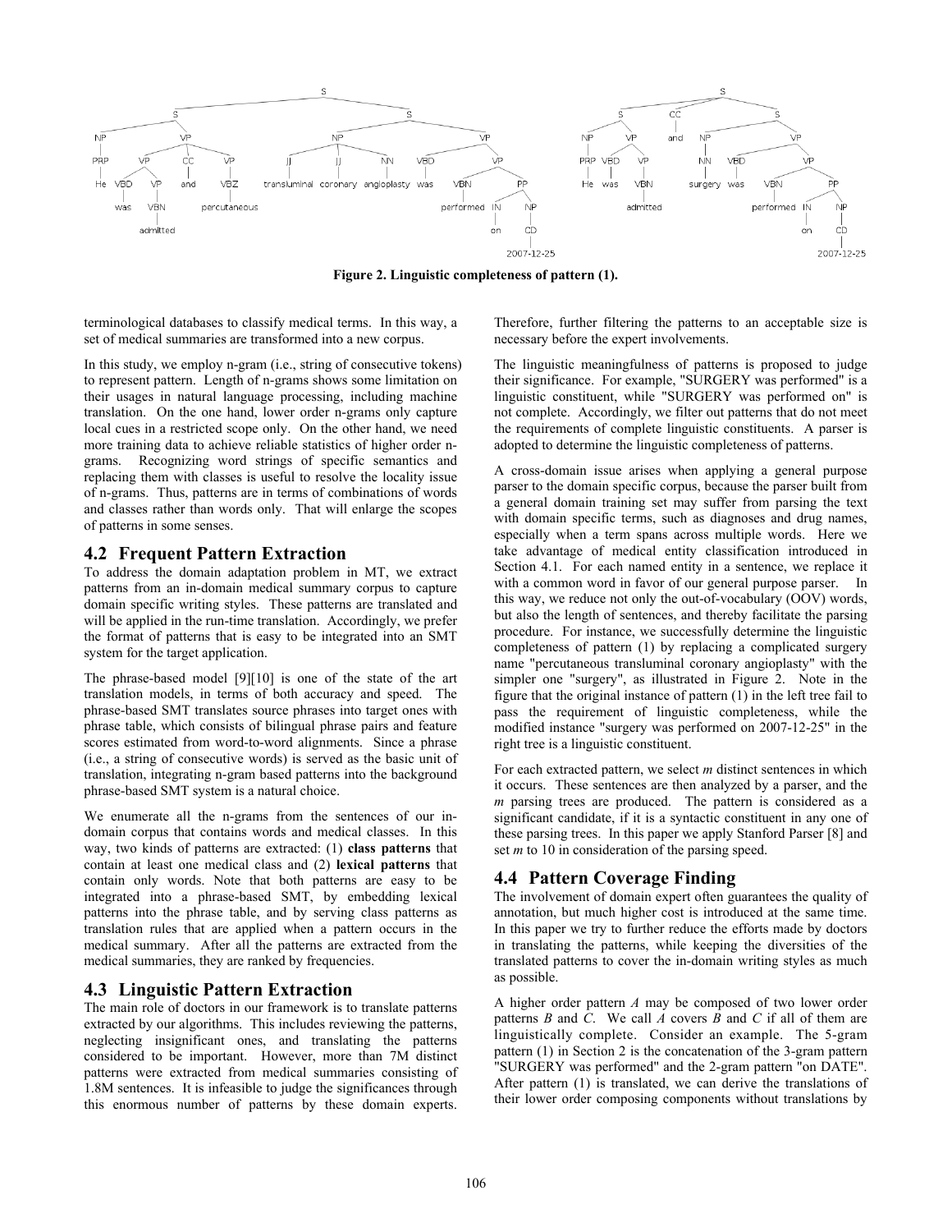**Figure 2. Linguistic completeness of pattern (1).**

terminological databases to classify medical terms. In this way, a set of medical summaries are transformed into a new corpus.

In this study, we employ n-gram (i.e., string of consecutive tokens) to represent pattern. Length of n-grams shows some limitation on their usages in natural language processing, including machine translation. On the one hand, lower order n-grams only capture local cues in a restricted scope only. On the other hand, we need more training data to achieve reliable statistics of higher order n-grams. Recognizing word strings of specific semantics and replacing them with classes is useful to resolve the locality issue of n-grams. Thus, patterns are in terms of combinations of words and classes rather than words only. That will enlarge the scopes of patterns in some senses.

## 4.2 Frequent Pattern Extraction

To address the domain adaptation problem in MT, we extract patterns from an in-domain medical summary corpus to capture domain specific writing styles. These patterns are translated and will be applied in the run-time translation. Accordingly, we prefer the format of patterns that is easy to be integrated into an SMT system for the target application.

The phrase-based model [9][10] is one of the state of the art translation models, in terms of both accuracy and speed. The phrase-based SMT translates source phrases into target ones with phrase table, which consists of bilingual phrase pairs and feature scores estimated from word-to-word alignments. Since a phrase (i.e., a string of consecutive words) is served as the basic unit of translation, integrating n-gram based patterns into the background phrase-based SMT system is a natural choice.

We enumerate all the n-grams from the sentences of our in-domain corpus that contains words and medical classes. In this way, two kinds of patterns are extracted: (1) **class patterns** that contain at least one medical class and (2) **lexical patterns** that contain only words. Note that both patterns are easy to be integrated into a phrase-based SMT, by embedding lexical patterns into the phrase table, and by serving class patterns as translation rules that are applied when a pattern occurs in the medical summary. After all the patterns are extracted from the medical summaries, they are ranked by frequencies.

## 4.3 Linguistic Pattern Extraction

The main role of doctors in our framework is to translate patterns extracted by our algorithms. This includes reviewing the patterns, neglecting insignificant ones, and translating the patterns considered to be important. However, more than 7M distinct patterns were extracted from medical summaries consisting of 1.8M sentences. It is infeasible to judge the significances through this enormous number of patterns by these domain experts. Therefore, further filtering the patterns to an acceptable size is necessary before the expert involvements.

The linguistic meaningfulness of patterns is proposed to judge their significance. For example, "SURGERY was performed" is a linguistic constituent, while "SURGERY was performed on" is not complete. Accordingly, we filter out patterns that do not meet the requirements of complete linguistic constituents. A parser is adopted to determine the linguistic completeness of patterns.

A cross-domain issue arises when applying a general purpose parser to the domain specific corpus, because the parser built from a general domain training set may suffer from parsing the text with domain specific terms, such as diagnoses and drug names, especially when a term spans across multiple words. Here we take advantage of medical entity classification introduced in Section 4.1. For each named entity in a sentence, we replace it with a common word in favor of our general purpose parser. In this way, we reduce not only the out-of-vocabulary (OOV) words, but also the length of sentences, and thereby facilitate the parsing procedure. For instance, we successfully determine the linguistic completeness of pattern (1) by replacing a complicated surgery name "percutaneous transluminal coronary angioplasty" with the simpler one "surgery", as illustrated in Figure 2. Note in the figure that the original instance of pattern (1) in the left tree fail to pass the requirement of linguistic completeness, while the modified instance "surgery was performed on 2007-12-25" in the right tree is a linguistic constituent.

For each extracted pattern, we select *m* distinct sentences in which it occurs. These sentences are then analyzed by a parser, and the *m* parsing trees are produced. The pattern is considered as a significant candidate, if it is a syntactic constituent in any one of these parsing trees. In this paper we apply Stanford Parser [8] and set *m* to 10 in consideration of the parsing speed.

## 4.4 Pattern Coverage Finding

The involvement of domain expert often guarantees the quality of annotation, but much higher cost is introduced at the same time. In this paper we try to further reduce the efforts made by doctors in translating the patterns, while keeping the diversities of the translated patterns to cover the in-domain writing styles as much as possible.

A higher order pattern *A* may be composed of two lower order patterns *B* and *C*. We call *A* covers *B* and *C* if all of them are linguistically complete. Consider an example. The 5-gram pattern (1) in Section 2 is the concatenation of the 3-gram pattern "SURGERY was performed" and the 2-gram pattern "on DATE". After pattern (1) is translated, we can derive the translations of their lower order composing components without translations by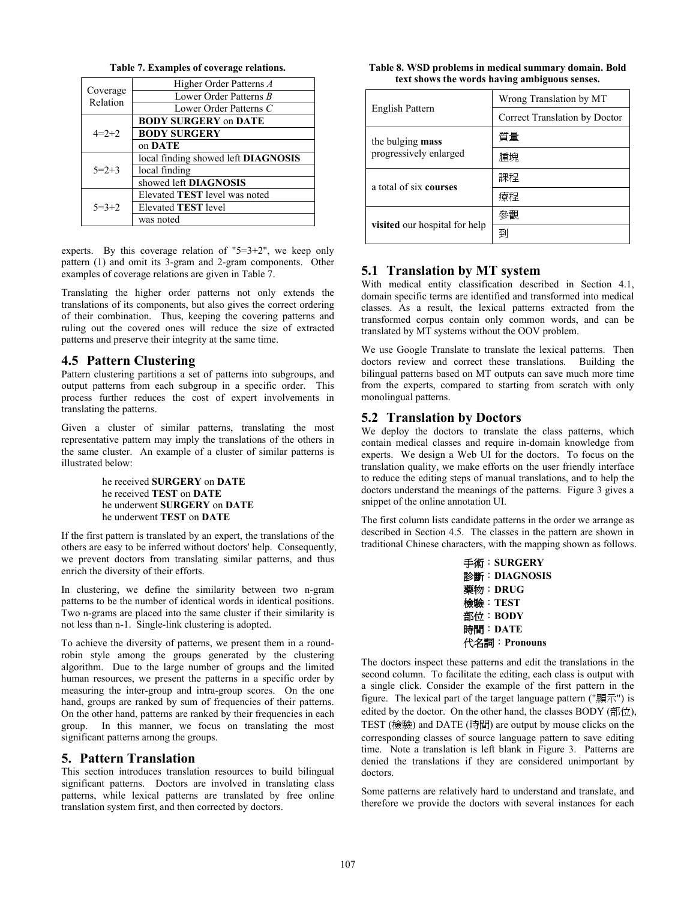Table 7. Examples of coverage relations.

| Coverage Relation | Higher Order Patterns *A* / Lower Order Patterns *B* / Lower Order Patterns *C* |
|---|---|
| 4=2+2 | **BODY SURGERY** on **DATE** |
| | **BODY SURGERY** |
| | on **DATE** |
| 5=2+3 | local finding showed left **DIAGNOSIS** |
| | local finding |
| | showed left **DIAGNOSIS** |
| 5=3+2 | Elevated **TEST** level was noted |
| | Elevated **TEST** level |
| | was noted |

experts. By this coverage relation of "5=3+2", we keep only pattern (1) and omit its 3-gram and 2-gram components. Other examples of coverage relations are given in Table 7.

Translating the higher order patterns not only extends the translations of its components, but also gives the correct ordering of their combination. Thus, keeping the covering patterns and ruling out the covered ones will reduce the size of extracted patterns and preserve their integrity at the same time.

## 4.5 Pattern Clustering

Pattern clustering partitions a set of patterns into subgroups, and output patterns from each subgroup in a specific order. This process further reduces the cost of expert involvements in translating the patterns.

Given a cluster of similar patterns, translating the most representative pattern may imply the translations of the others in the same cluster. An example of a cluster of similar patterns is illustrated below:

> he received **SURGERY** on **DATE**
> he received **TEST** on **DATE**
> he underwent **SURGERY** on **DATE**
> he underwent **TEST** on **DATE**

If the first pattern is translated by an expert, the translations of the others are easy to be inferred without doctors' help. Consequently, we prevent doctors from translating similar patterns, and thus enrich the diversity of their efforts.

In clustering, we define the similarity between two n-gram patterns to be the number of identical words in identical positions. Two n-grams are placed into the same cluster if their similarity is not less than n-1. Single-link clustering is adopted.

To achieve the diversity of patterns, we present them in a round-robin style among the groups generated by the clustering algorithm. Due to the large number of groups and the limited human resources, we present the patterns in a specific order by measuring the inter-group and intra-group scores. On the one hand, groups are ranked by sum of frequencies of their patterns. On the other hand, patterns are ranked by their frequencies in each group. In this manner, we focus on translating the most significant patterns among the groups.

# 5. Pattern Translation

This section introduces translation resources to build bilingual significant patterns. Doctors are involved in translating class patterns, while lexical patterns are translated by free online translation system first, and then corrected by doctors.

Table 8. WSD problems in medical summary domain. Bold text shows the words having ambiguous senses.

| English Pattern | Wrong Translation by MT / Correct Translation by Doctor |
|---|---|
| the bulging **mass** progressively enlarged | 質量 |
| | 腫塊 |
| a total of six **courses** | 課程 |
| | 療程 |
| **visited** our hospital for help | 參觀 |
| | 到 |

## 5.1 Translation by MT system

With medical entity classification described in Section 4.1, domain specific terms are identified and transformed into medical classes. As a result, the lexical patterns extracted from the transformed corpus contain only common words, and can be translated by MT systems without the OOV problem.

We use Google Translate to translate the lexical patterns. Then doctors review and correct these translations. Building the bilingual patterns based on MT outputs can save much more time from the experts, compared to starting from scratch with only monolingual patterns.

## 5.2 Translation by Doctors

We deploy the doctors to translate the class patterns, which contain medical classes and require in-domain knowledge from experts. We design a Web UI for the doctors. To focus on the translation quality, we make efforts on the user friendly interface to reduce the editing steps of manual translations, and to help the doctors understand the meanings of the patterns. Figure 3 gives a snippet of the online annotation UI.

The first column lists candidate patterns in the order we arrange as described in Section 4.5. The classes in the pattern are shown in traditional Chinese characters, with the mapping shown as follows.

> 手術：**SURGERY**
> 診斷：**DIAGNOSIS**
> 藥物：**DRUG**
> 檢驗：**TEST**
> 部位：**BODY**
> 時間：**DATE**
> 代名詞：**Pronouns**

The doctors inspect these patterns and edit the translations in the second column. To facilitate the editing, each class is output with a single click. Consider the example of the first pattern in the figure. The lexical part of the target language pattern ("顯示") is edited by the doctor. On the other hand, the classes BODY (部位), TEST (檢驗) and DATE (時間) are output by mouse clicks on the corresponding classes of source language pattern to save editing time. Note a translation is left blank in Figure 3. Patterns are denied the translations if they are considered unimportant by doctors.

Some patterns are relatively hard to understand and translate, and therefore we provide the doctors with several instances for each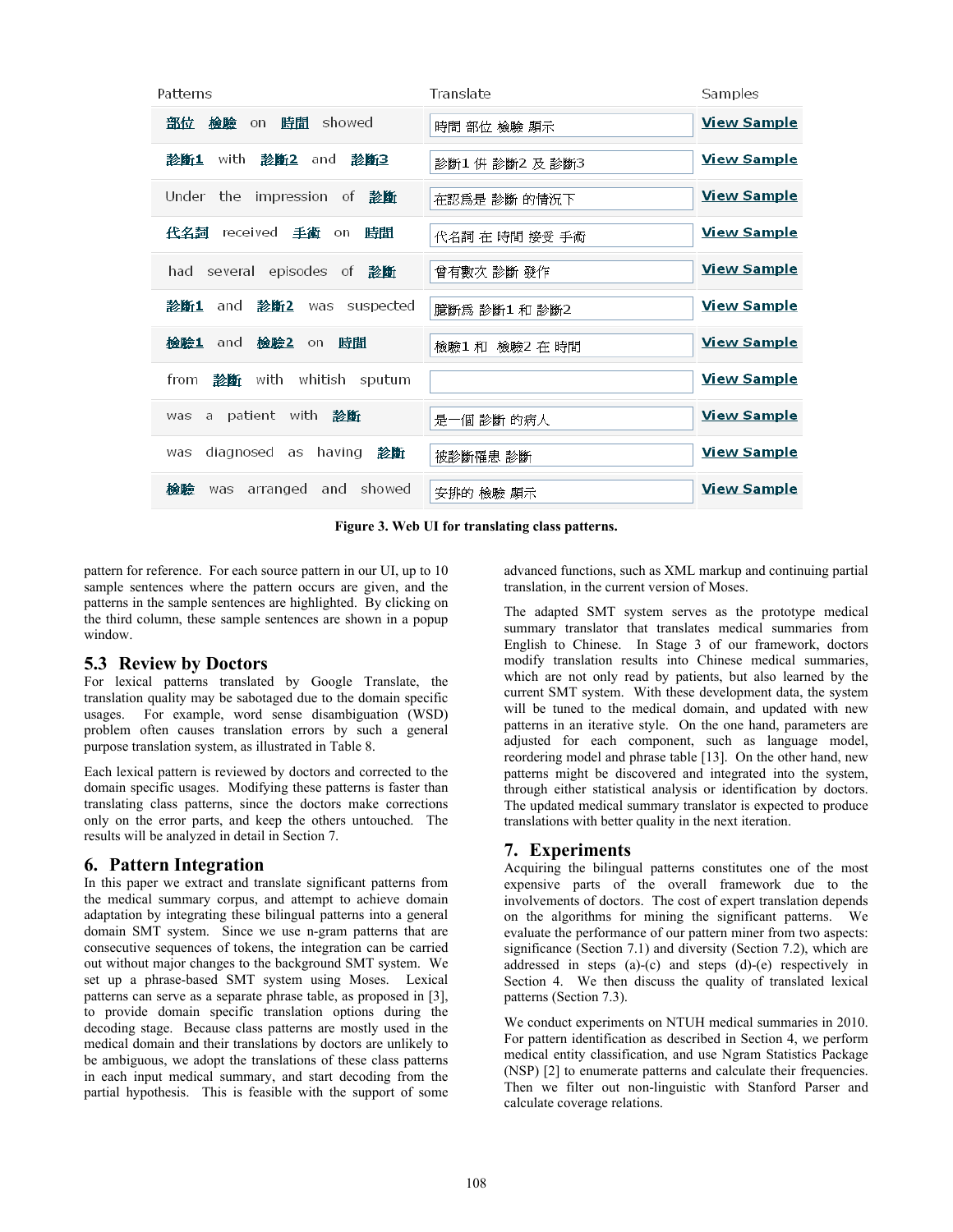| Patterns | Translate | Samples |
|---|---|---|
| 部位 檢驗 on 時間 showed | 時間 部位 檢驗 顯示 | View Sample |
| 診斷1 with 診斷2 and 診斷3 | 診斷1 併 診斷2 及 診斷3 | View Sample |
| Under the impression of 診斷 | 在認爲是 診斷 的情況下 | View Sample |
| 代名詞 received 手術 on 時間 | 代名詞 在 時間 接受 手術 | View Sample |
| had several episodes of 診斷 | 曾有數次 診斷 發作 | View Sample |
| 診斷1 and 診斷2 was suspected | 臆斷爲 診斷1 和 診斷2 | View Sample |
| 檢驗1 and 檢驗2 on 時間 | 檢驗1 和 檢驗2 在 時間 | View Sample |
| from 診斷 with whitish sputum | | View Sample |
| was a patient with 診斷 | 是一個 診斷 的病人 | View Sample |
| was diagnosed as having 診斷 | 被診斷罹患 診斷 | View Sample |
| 檢驗 was arranged and showed | 安排的 檢驗 顯示 | View Sample |

**Figure 3. Web UI for translating class patterns.**

pattern for reference. For each source pattern in our UI, up to 10 sample sentences where the pattern occurs are given, and the patterns in the sample sentences are highlighted. By clicking on the third column, these sample sentences are shown in a popup window.

## 5.3 Review by Doctors

For lexical patterns translated by Google Translate, the translation quality may be sabotaged due to the domain specific usages. For example, word sense disambiguation (WSD) problem often causes translation errors by such a general purpose translation system, as illustrated in Table 8.

Each lexical pattern is reviewed by doctors and corrected to the domain specific usages. Modifying these patterns is faster than translating class patterns, since the doctors make corrections only on the error parts, and keep the others untouched. The results will be analyzed in detail in Section 7.

# 6. Pattern Integration

In this paper we extract and translate significant patterns from the medical summary corpus, and attempt to achieve domain adaptation by integrating these bilingual patterns into a general domain SMT system. Since we use n-gram patterns that are consecutive sequences of tokens, the integration can be carried out without major changes to the background SMT system. We set up a phrase-based SMT system using Moses. Lexical patterns can serve as a separate phrase table, as proposed in [3], to provide domain specific translation options during the decoding stage. Because class patterns are mostly used in the medical domain and their translations by doctors are unlikely to be ambiguous, we adopt the translations of these class patterns in each input medical summary, and start decoding from the partial hypothesis. This is feasible with the support of some advanced functions, such as XML markup and continuing partial translation, in the current version of Moses.

The adapted SMT system serves as the prototype medical summary translator that translates medical summaries from English to Chinese. In Stage 3 of our framework, doctors modify translation results into Chinese medical summaries, which are not only read by patients, but also learned by the current SMT system. With these development data, the system will be tuned to the medical domain, and updated with new patterns in an iterative style. On the one hand, parameters are adjusted for each component, such as language model, reordering model and phrase table [13]. On the other hand, new patterns might be discovered and integrated into the system, through either statistical analysis or identification by doctors. The updated medical summary translator is expected to produce translations with better quality in the next iteration.

# 7. Experiments

Acquiring the bilingual patterns constitutes one of the most expensive parts of the overall framework due to the involvements of doctors. The cost of expert translation depends on the algorithms for mining the significant patterns. We evaluate the performance of our pattern miner from two aspects: significance (Section 7.1) and diversity (Section 7.2), which are addressed in steps (a)-(c) and steps (d)-(e) respectively in Section 4. We then discuss the quality of translated lexical patterns (Section 7.3).

We conduct experiments on NTUH medical summaries in 2010. For pattern identification as described in Section 4, we perform medical entity classification, and use Ngram Statistics Package (NSP) [2] to enumerate patterns and calculate their frequencies. Then we filter out non-linguistic with Stanford Parser and calculate coverage relations.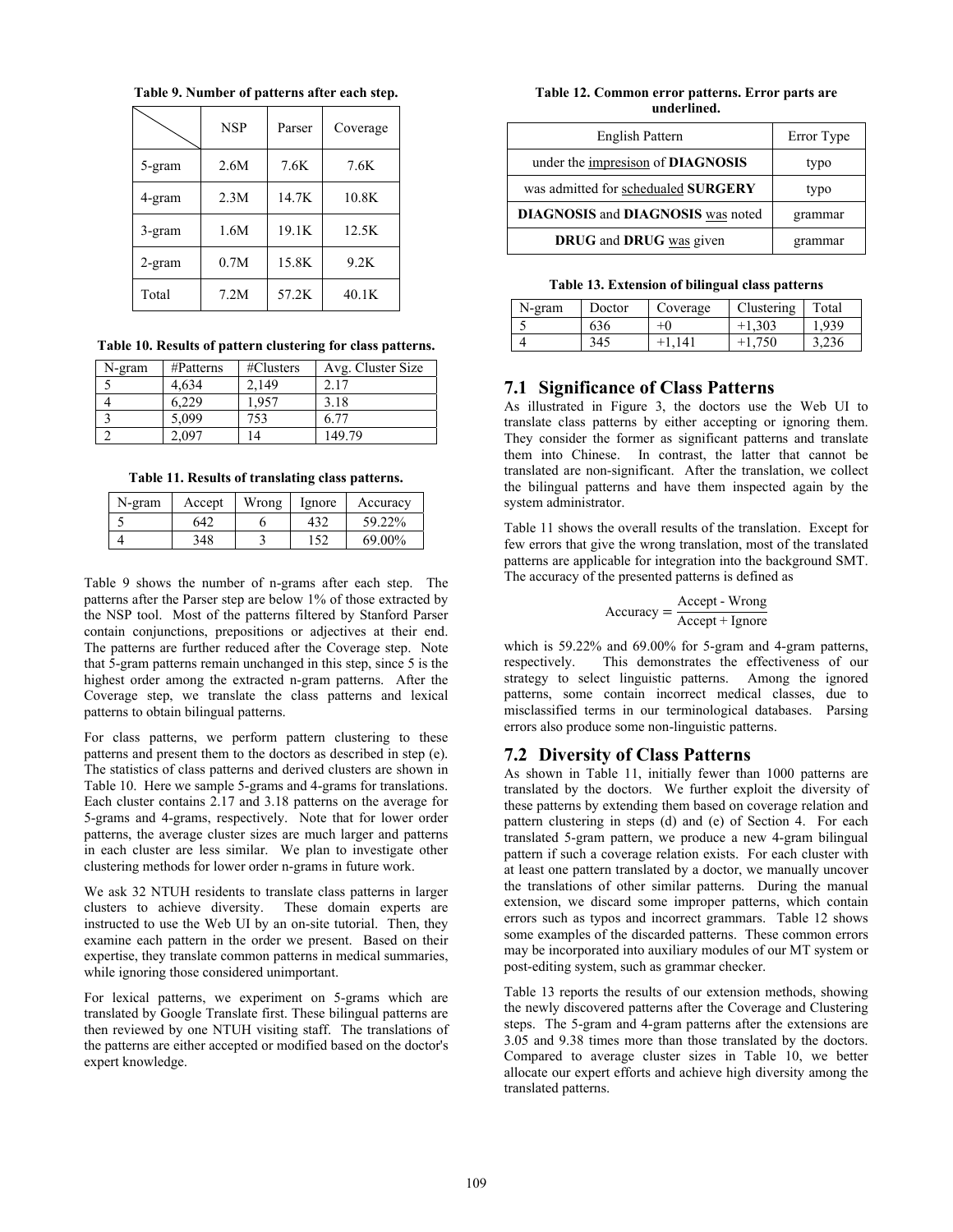**Table 9. Number of patterns after each step.**

| | NSP | Parser | Coverage |
|---|---|---|---|
| 5-gram | 2.6M | 7.6K | 7.6K |
| 4-gram | 2.3M | 14.7K | 10.8K |
| 3-gram | 1.6M | 19.1K | 12.5K |
| 2-gram | 0.7M | 15.8K | 9.2K |
| Total | 7.2M | 57.2K | 40.1K |

**Table 10. Results of pattern clustering for class patterns.**

| N-gram | #Patterns | #Clusters | Avg. Cluster Size |
|---|---|---|---|
| 5 | 4,634 | 2,149 | 2.17 |
| 4 | 6,229 | 1,957 | 3.18 |
| 3 | 5,099 | 753 | 6.77 |
| 2 | 2,097 | 14 | 149.79 |

**Table 11. Results of translating class patterns.**

| N-gram | Accept | Wrong | Ignore | Accuracy |
|---|---|---|---|---|
| 5 | 642 | 6 | 432 | 59.22% |
| 4 | 348 | 3 | 152 | 69.00% |

Table 9 shows the number of n-grams after each step. The patterns after the Parser step are below 1% of those extracted by the NSP tool. Most of the patterns filtered by Stanford Parser contain conjunctions, prepositions or adjectives at their end. The patterns are further reduced after the Coverage step. Note that 5-gram patterns remain unchanged in this step, since 5 is the highest order among the extracted n-gram patterns. After the Coverage step, we translate the class patterns and lexical patterns to obtain bilingual patterns.

For class patterns, we perform pattern clustering to these patterns and present them to the doctors as described in step (e). The statistics of class patterns and derived clusters are shown in Table 10. Here we sample 5-grams and 4-grams for translations. Each cluster contains 2.17 and 3.18 patterns on the average for 5-grams and 4-grams, respectively. Note that for lower order patterns, the average cluster sizes are much larger and patterns in each cluster are less similar. We plan to investigate other clustering methods for lower order n-grams in future work.

We ask 32 NTUH residents to translate class patterns in larger clusters to achieve diversity. These domain experts are instructed to use the Web UI by an on-site tutorial. Then, they examine each pattern in the order we present. Based on their expertise, they translate common patterns in medical summaries, while ignoring those considered unimportant.

For lexical patterns, we experiment on 5-grams which are translated by Google Translate first. These bilingual patterns are then reviewed by one NTUH visiting staff. The translations of the patterns are either accepted or modified based on the doctor's expert knowledge.

**Table 12. Common error patterns. Error parts are underlined.**

| English Pattern | Error Type |
|---|---|
| under the <u>impresison</u> of **DIAGNOSIS** | typo |
| was admitted for <u>schedualed</u> **SURGERY** | typo |
| **DIAGNOSIS** and **DIAGNOSIS** <u>was</u> noted | grammar |
| **DRUG** and **DRUG** <u>was</u> given | grammar |

**Table 13. Extension of bilingual class patterns**

| N-gram | Doctor | Coverage | Clustering | Total |
|---|---|---|---|---|
| 5 | 636 | +0 | +1,303 | 1,939 |
| 4 | 345 | +1,141 | +1,750 | 3,236 |

## 7.1 Significance of Class Patterns

As illustrated in Figure 3, the doctors use the Web UI to translate class patterns by either accepting or ignoring them. They consider the former as significant patterns and translate them into Chinese. In contrast, the latter that cannot be translated are non-significant. After the translation, we collect the bilingual patterns and have them inspected again by the system administrator.

Table 11 shows the overall results of the translation. Except for few errors that give the wrong translation, most of the translated patterns are applicable for integration into the background SMT. The accuracy of the presented patterns is defined as

$$\text{Accuracy} = \frac{\text{Accept - Wrong}}{\text{Accept + Ignore}}$$

which is 59.22% and 69.00% for 5-gram and 4-gram patterns, respectively. This demonstrates the effectiveness of our strategy to select linguistic patterns. Among the ignored patterns, some contain incorrect medical classes, due to misclassified terms in our terminological databases. Parsing errors also produce some non-linguistic patterns.

## 7.2 Diversity of Class Patterns

As shown in Table 11, initially fewer than 1000 patterns are translated by the doctors. We further exploit the diversity of these patterns by extending them based on coverage relation and pattern clustering in steps (d) and (e) of Section 4. For each translated 5-gram pattern, we produce a new 4-gram bilingual pattern if such a coverage relation exists. For each cluster with at least one pattern translated by a doctor, we manually uncover the translations of other similar patterns. During the manual extension, we discard some improper patterns, which contain errors such as typos and incorrect grammars. Table 12 shows some examples of the discarded patterns. These common errors may be incorporated into auxiliary modules of our MT system or post-editing system, such as grammar checker.

Table 13 reports the results of our extension methods, showing the newly discovered patterns after the Coverage and Clustering steps. The 5-gram and 4-gram patterns after the extensions are 3.05 and 9.38 times more than those translated by the doctors. Compared to average cluster sizes in Table 10, we better allocate our expert efforts and achieve high diversity among the translated patterns.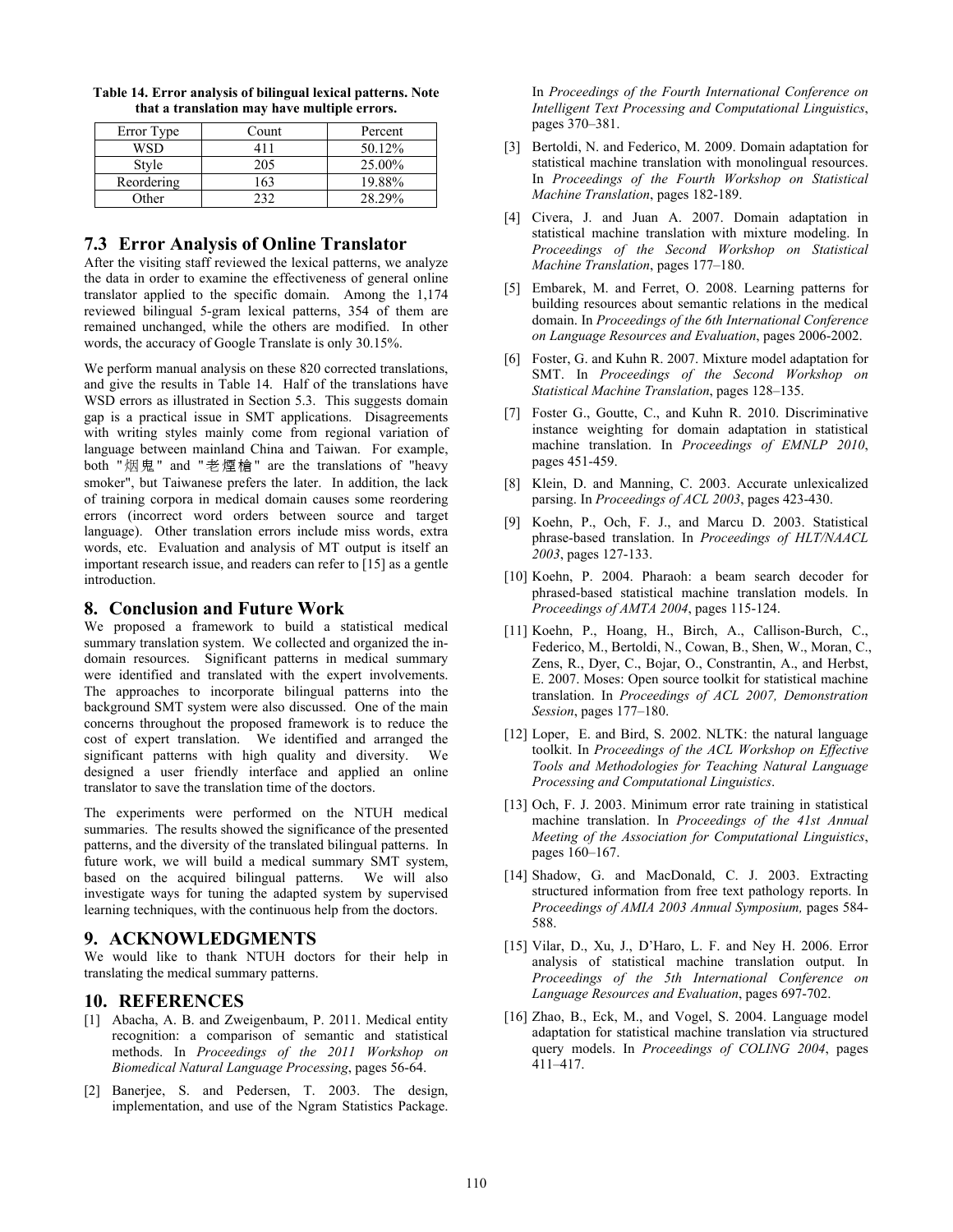**Table 14. Error analysis of bilingual lexical patterns. Note that a translation may have multiple errors.**

| Error Type | Count | Percent |
|---|---|---|
| WSD | 411 | 50.12% |
| Style | 205 | 25.00% |
| Reordering | 163 | 19.88% |
| Other | 232 | 28.29% |

## 7.3 Error Analysis of Online Translator

After the visiting staff reviewed the lexical patterns, we analyze the data in order to examine the effectiveness of general online translator applied to the specific domain. Among the 1,174 reviewed bilingual 5-gram lexical patterns, 354 of them are remained unchanged, while the others are modified. In other words, the accuracy of Google Translate is only 30.15%.

We perform manual analysis on these 820 corrected translations, and give the results in Table 14. Half of the translations have WSD errors as illustrated in Section 5.3. This suggests domain gap is a practical issue in SMT applications. Disagreements with writing styles mainly come from regional variation of language between mainland China and Taiwan. For example, both "烟鬼" and "老煙槍" are the translations of "heavy smoker", but Taiwanese prefers the later. In addition, the lack of training corpora in medical domain causes some reordering errors (incorrect word orders between source and target language). Other translation errors include miss words, extra words, etc. Evaluation and analysis of MT output is itself an important research issue, and readers can refer to [15] as a gentle introduction.

# 8. Conclusion and Future Work

We proposed a framework to build a statistical medical summary translation system. We collected and organized the in-domain resources. Significant patterns in medical summary were identified and translated with the expert involvements. The approaches to incorporate bilingual patterns into the background SMT system were also discussed. One of the main concerns throughout the proposed framework is to reduce the cost of expert translation. We identified and arranged the significant patterns with high quality and diversity. We designed a user friendly interface and applied an online translator to save the translation time of the doctors.

The experiments were performed on the NTUH medical summaries. The results showed the significance of the presented patterns, and the diversity of the translated bilingual patterns. In future work, we will build a medical summary SMT system, based on the acquired bilingual patterns. We will also investigate ways for tuning the adapted system by supervised learning techniques, with the continuous help from the doctors.

# 9. ACKNOWLEDGMENTS

We would like to thank NTUH doctors for their help in translating the medical summary patterns.

# 10. REFERENCES

[1] Abacha, A. B. and Zweigenbaum, P. 2011. Medical entity recognition: a comparison of semantic and statistical methods. In *Proceedings of the 2011 Workshop on Biomedical Natural Language Processing*, pages 56-64.

[2] Banerjee, S. and Pedersen, T. 2003. The design, implementation, and use of the Ngram Statistics Package. In *Proceedings of the Fourth International Conference on Intelligent Text Processing and Computational Linguistics*, pages 370–381.

[3] Bertoldi, N. and Federico, M. 2009. Domain adaptation for statistical machine translation with monolingual resources. In *Proceedings of the Fourth Workshop on Statistical Machine Translation*, pages 182-189.

[4] Civera, J. and Juan A. 2007. Domain adaptation in statistical machine translation with mixture modeling. In *Proceedings of the Second Workshop on Statistical Machine Translation*, pages 177–180.

[5] Embarek, M. and Ferret, O. 2008. Learning patterns for building resources about semantic relations in the medical domain. In *Proceedings of the 6th International Conference on Language Resources and Evaluation*, pages 2006-2002.

[6] Foster, G. and Kuhn R. 2007. Mixture model adaptation for SMT. In *Proceedings of the Second Workshop on Statistical Machine Translation*, pages 128–135.

[7] Foster G., Goutte, C., and Kuhn R. 2010. Discriminative instance weighting for domain adaptation in statistical machine translation. In *Proceedings of EMNLP 2010*, pages 451-459.

[8] Klein, D. and Manning, C. 2003. Accurate unlexicalized parsing. In *Proceedings of ACL 2003*, pages 423-430.

[9] Koehn, P., Och, F. J., and Marcu D. 2003. Statistical phrase-based translation. In *Proceedings of HLT/NAACL 2003*, pages 127-133.

[10] Koehn, P. 2004. Pharaoh: a beam search decoder for phrased-based statistical machine translation models. In *Proceedings of AMTA 2004*, pages 115-124.

[11] Koehn, P., Hoang, H., Birch, A., Callison-Burch, C., Federico, M., Bertoldi, N., Cowan, B., Shen, W., Moran, C., Zens, R., Dyer, C., Bojar, O., Constrantin, A., and Herbst, E. 2007. Moses: Open source toolkit for statistical machine translation. In *Proceedings of ACL 2007, Demonstration Session*, pages 177–180.

[12] Loper, E. and Bird, S. 2002. NLTK: the natural language toolkit. In *Proceedings of the ACL Workshop on Effective Tools and Methodologies for Teaching Natural Language Processing and Computational Linguistics*.

[13] Och, F. J. 2003. Minimum error rate training in statistical machine translation. In *Proceedings of the 41st Annual Meeting of the Association for Computational Linguistics*, pages 160–167.

[14] Shadow, G. and MacDonald, C. J. 2003. Extracting structured information from free text pathology reports. In *Proceedings of AMIA 2003 Annual Symposium,* pages 584-588.

[15] Vilar, D., Xu, J., D'Haro, L. F. and Ney H. 2006. Error analysis of statistical machine translation output. In *Proceedings of the 5th International Conference on Language Resources and Evaluation*, pages 697-702.

[16] Zhao, B., Eck, M., and Vogel, S. 2004. Language model adaptation for statistical machine translation via structured query models. In *Proceedings of COLING 2004*, pages 411–417.